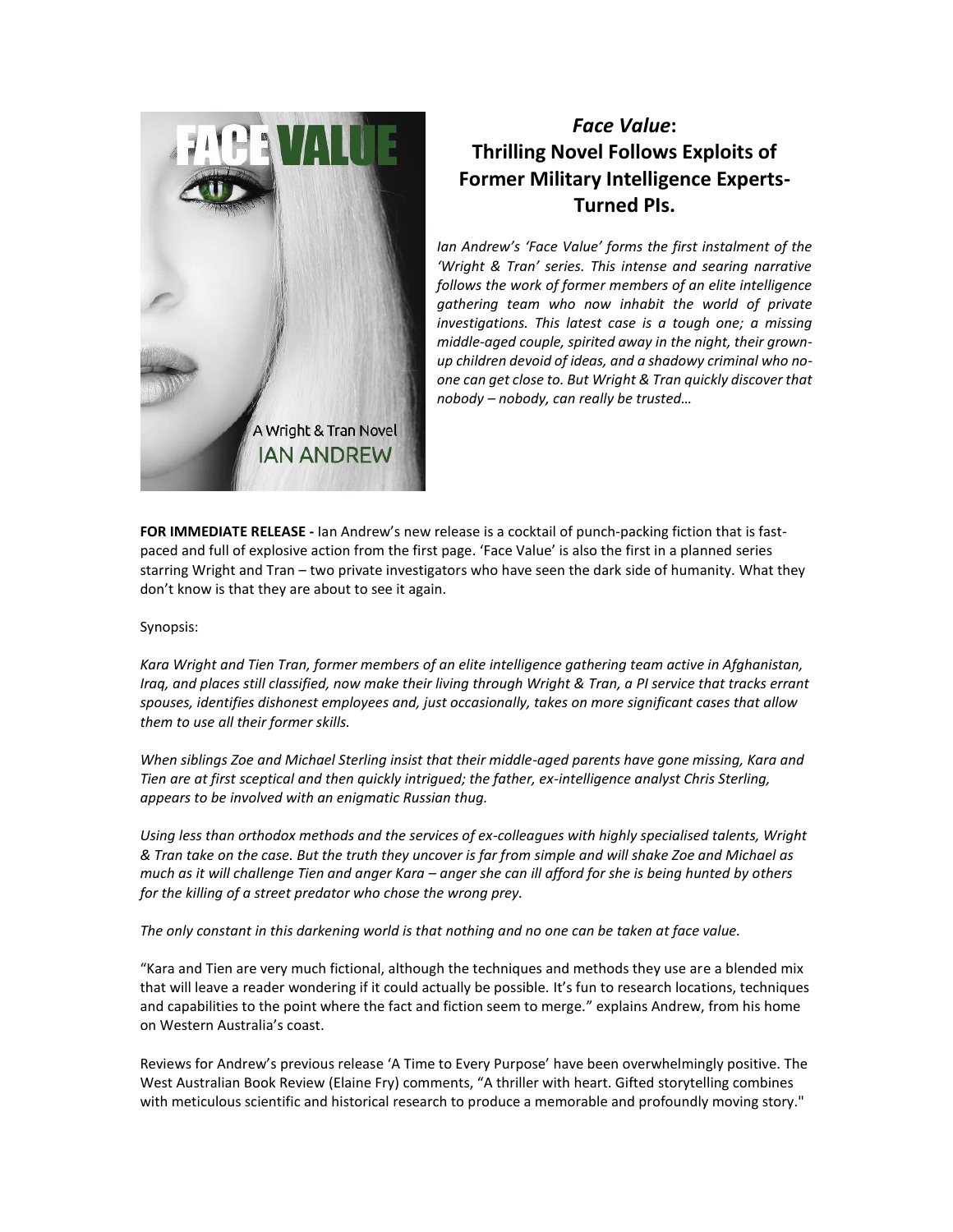# *Face Value*: Thrilling Novel Follows Exploits of Former Military Intelligence Experts-Turned PIs.

*Ian Andrew's 'Face Value' forms the first instalment of the 'Wright & Tran' series. This intense and searing narrative follows the work of former members of an elite intelligence gathering team who now inhabit the world of private investigations. This latest case is a tough one; a missing middle-aged couple, spirited away in the night, their grown-up children devoid of ideas, and a shadowy criminal who no-one can get close to. But Wright & Tran quickly discover that nobody – nobody, can really be trusted…*

**FOR IMMEDIATE RELEASE -** Ian Andrew's new release is a cocktail of punch-packing fiction that is fast-paced and full of explosive action from the first page. 'Face Value' is also the first in a planned series starring Wright and Tran – two private investigators who have seen the dark side of humanity. What they don't know is that they are about to see it again.

Synopsis:

*Kara Wright and Tien Tran, former members of an elite intelligence gathering team active in Afghanistan, Iraq, and places still classified, now make their living through Wright & Tran, a PI service that tracks errant spouses, identifies dishonest employees and, just occasionally, takes on more significant cases that allow them to use all their former skills.*

*When siblings Zoe and Michael Sterling insist that their middle-aged parents have gone missing, Kara and Tien are at first sceptical and then quickly intrigued; the father, ex-intelligence analyst Chris Sterling, appears to be involved with an enigmatic Russian thug.*

*Using less than orthodox methods and the services of ex-colleagues with highly specialised talents, Wright & Tran take on the case. But the truth they uncover is far from simple and will shake Zoe and Michael as much as it will challenge Tien and anger Kara – anger she can ill afford for she is being hunted by others for the killing of a street predator who chose the wrong prey.*

*The only constant in this darkening world is that nothing and no one can be taken at face value.*

"Kara and Tien are very much fictional, although the techniques and methods they use are a blended mix that will leave a reader wondering if it could actually be possible. It's fun to research locations, techniques and capabilities to the point where the fact and fiction seem to merge." explains Andrew, from his home on Western Australia's coast.

Reviews for Andrew's previous release 'A Time to Every Purpose' have been overwhelmingly positive. The West Australian Book Review (Elaine Fry) comments, "A thriller with heart. Gifted storytelling combines with meticulous scientific and historical research to produce a memorable and profoundly moving story."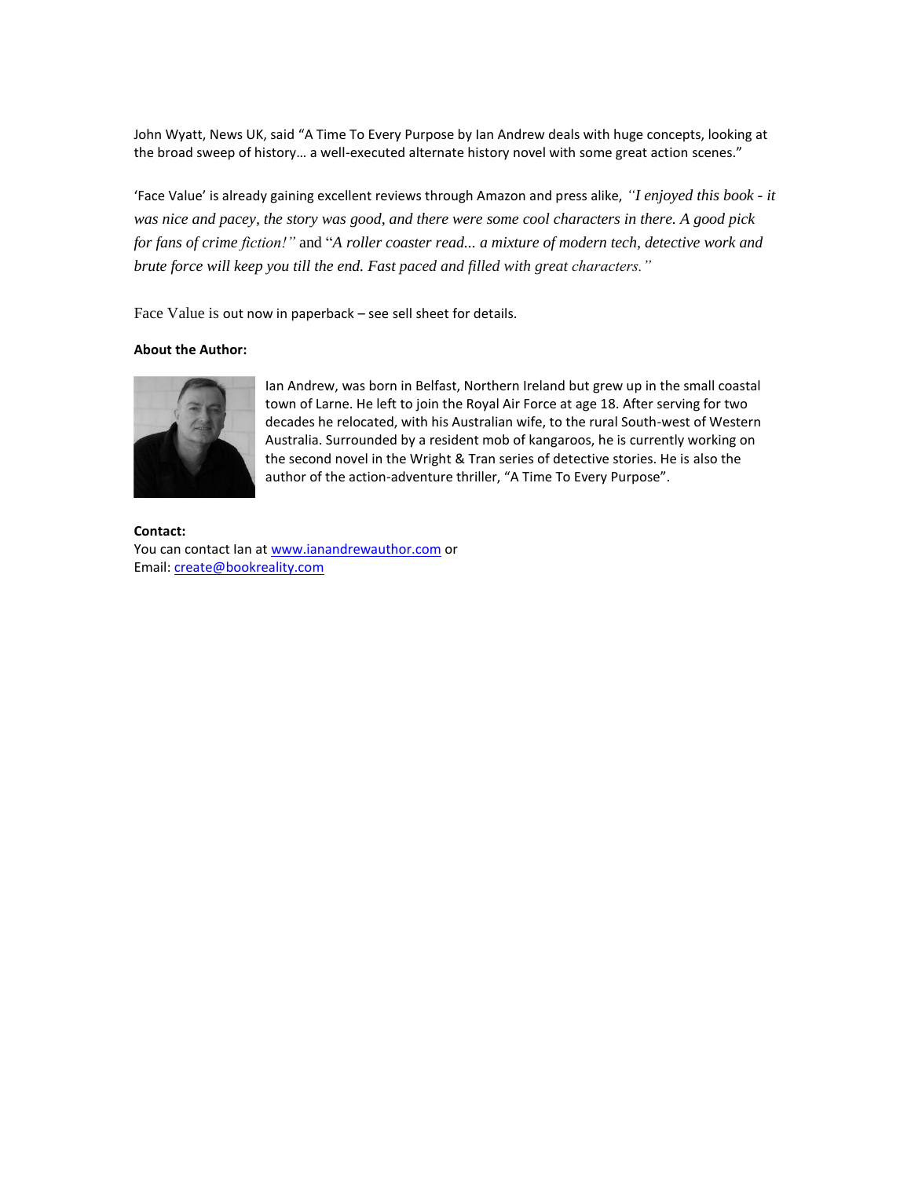John Wyatt, News UK, said "A Time To Every Purpose by Ian Andrew deals with huge concepts, looking at the broad sweep of history… a well-executed alternate history novel with some great action scenes."

'Face Value' is already gaining excellent reviews through Amazon and press alike, *"I enjoyed this book - it was nice and pacey, the story was good, and there were some cool characters in there. A good pick for fans of crime fiction!"* and "*A roller coaster read... a mixture of modern tech, detective work and brute force will keep you till the end. Fast paced and filled with great characters."*

Face Value is out now in paperback – see sell sheet for details.

**About the Author:**

Ian Andrew, was born in Belfast, Northern Ireland but grew up in the small coastal town of Larne. He left to join the Royal Air Force at age 18. After serving for two decades he relocated, with his Australian wife, to the rural South-west of Western Australia. Surrounded by a resident mob of kangaroos, he is currently working on the second novel in the Wright & Tran series of detective stories. He is also the author of the action-adventure thriller, "A Time To Every Purpose".

**Contact:**
You can contact Ian at www.ianandrewauthor.com or
Email: create@bookreality.com